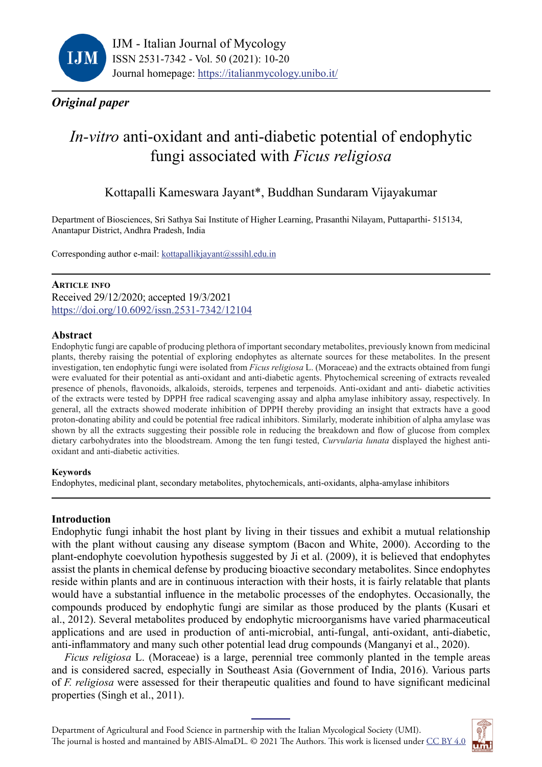IJM - Italian Journal of Mycology
ISSN 2531-7342 - Vol. 50 (2021): 10-20
Journal homepage: https://italianmycology.unibo.it/

***Original paper***

# *In-vitro* anti-oxidant and anti-diabetic potential of endophytic fungi associated with *Ficus religiosa*

Kottapalli Kameswara Jayant*, Buddhan Sundaram Vijayakumar

Department of Biosciences, Sri Sathya Sai Institute of Higher Learning, Prasanthi Nilayam, Puttaparthi- 515134, Anantapur District, Andhra Pradesh, India

Corresponding author e-mail: kottapallikjayant@sssihl.edu.in

**Article info**
Received 29/12/2020; accepted 19/3/2021
https://doi.org/10.6092/issn.2531-7342/12104

## Abstract

Endophytic fungi are capable of producing plethora of important secondary metabolites, previously known from medicinal plants, thereby raising the potential of exploring endophytes as alternate sources for these metabolites. In the present investigation, ten endophytic fungi were isolated from *Ficus religiosa* L. (Moraceae) and the extracts obtained from fungi were evaluated for their potential as anti-oxidant and anti-diabetic agents. Phytochemical screening of extracts revealed presence of phenols, flavonoids, alkaloids, steroids, terpenes and terpenoids. Anti-oxidant and anti- diabetic activities of the extracts were tested by DPPH free radical scavenging assay and alpha amylase inhibitory assay, respectively. In general, all the extracts showed moderate inhibition of DPPH thereby providing an insight that extracts have a good proton-donating ability and could be potential free radical inhibitors. Similarly, moderate inhibition of alpha amylase was shown by all the extracts suggesting their possible role in reducing the breakdown and flow of glucose from complex dietary carbohydrates into the bloodstream. Among the ten fungi tested, *Curvularia lunata* displayed the highest anti-oxidant and anti-diabetic activities.

**Keywords**
Endophytes, medicinal plant, secondary metabolites, phytochemicals, anti-oxidants, alpha-amylase inhibitors

## Introduction

Endophytic fungi inhabit the host plant by living in their tissues and exhibit a mutual relationship with the plant without causing any disease symptom (Bacon and White, 2000). According to the plant-endophyte coevolution hypothesis suggested by Ji et al. (2009), it is believed that endophytes assist the plants in chemical defense by producing bioactive secondary metabolites. Since endophytes reside within plants and are in continuous interaction with their hosts, it is fairly relatable that plants would have a substantial influence in the metabolic processes of the endophytes. Occasionally, the compounds produced by endophytic fungi are similar as those produced by the plants (Kusari et al., 2012). Several metabolites produced by endophytic microorganisms have varied pharmaceutical applications and are used in production of anti-microbial, anti-fungal, anti-oxidant, anti-diabetic, anti-inflammatory and many such other potential lead drug compounds (Manganyi et al., 2020).

*Ficus religiosa* L. (Moraceae) is a large, perennial tree commonly planted in the temple areas and is considered sacred, especially in Southeast Asia (Government of India, 2016). Various parts of *F. religiosa* were assessed for their therapeutic qualities and found to have significant medicinal properties (Singh et al., 2011).

Department of Agricultural and Food Science in partnership with the Italian Mycological Society (UMI).
The journal is hosted and mantained by ABIS-AlmaDL. © 2021 The Authors. This work is licensed under CC BY 4.0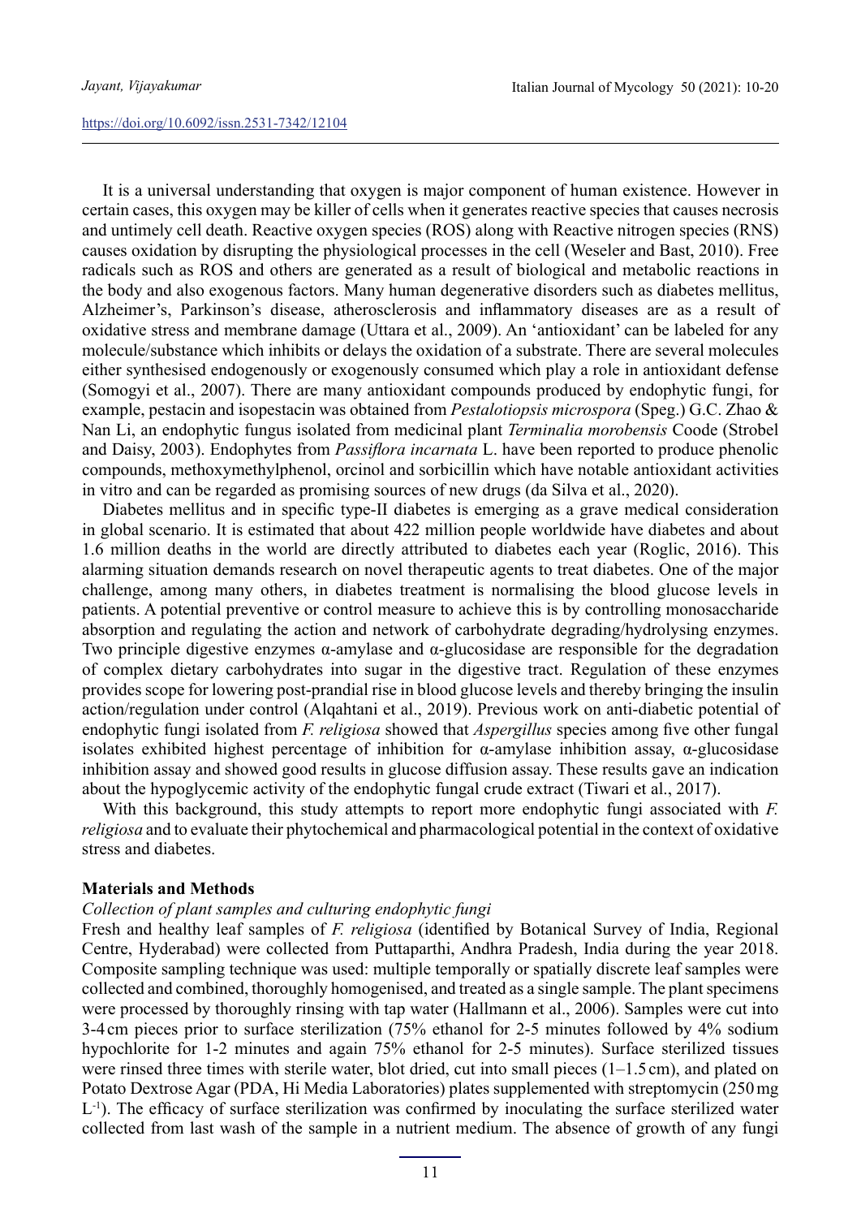It is a universal understanding that oxygen is major component of human existence. However in certain cases, this oxygen may be killer of cells when it generates reactive species that causes necrosis and untimely cell death. Reactive oxygen species (ROS) along with Reactive nitrogen species (RNS) causes oxidation by disrupting the physiological processes in the cell (Weseler and Bast, 2010). Free radicals such as ROS and others are generated as a result of biological and metabolic reactions in the body and also exogenous factors. Many human degenerative disorders such as diabetes mellitus, Alzheimer's, Parkinson's disease, atherosclerosis and inflammatory diseases are as a result of oxidative stress and membrane damage (Uttara et al., 2009). An 'antioxidant' can be labeled for any molecule/substance which inhibits or delays the oxidation of a substrate. There are several molecules either synthesised endogenously or exogenously consumed which play a role in antioxidant defense (Somogyi et al., 2007). There are many antioxidant compounds produced by endophytic fungi, for example, pestacin and isopestacin was obtained from *Pestalotiopsis microspora* (Speg.) G.C. Zhao & Nan Li, an endophytic fungus isolated from medicinal plant *Terminalia morobensis* Coode (Strobel and Daisy, 2003). Endophytes from *Passiflora incarnata* L. have been reported to produce phenolic compounds, methoxymethylphenol, orcinol and sorbicillin which have notable antioxidant activities in vitro and can be regarded as promising sources of new drugs (da Silva et al., 2020).

Diabetes mellitus and in specific type-II diabetes is emerging as a grave medical consideration in global scenario. It is estimated that about 422 million people worldwide have diabetes and about 1.6 million deaths in the world are directly attributed to diabetes each year (Roglic, 2016). This alarming situation demands research on novel therapeutic agents to treat diabetes. One of the major challenge, among many others, in diabetes treatment is normalising the blood glucose levels in patients. A potential preventive or control measure to achieve this is by controlling monosaccharide absorption and regulating the action and network of carbohydrate degrading/hydrolysing enzymes. Two principle digestive enzymes α-amylase and α-glucosidase are responsible for the degradation of complex dietary carbohydrates into sugar in the digestive tract. Regulation of these enzymes provides scope for lowering post-prandial rise in blood glucose levels and thereby bringing the insulin action/regulation under control (Alqahtani et al., 2019). Previous work on anti-diabetic potential of endophytic fungi isolated from *F. religiosa* showed that *Aspergillus* species among five other fungal isolates exhibited highest percentage of inhibition for α-amylase inhibition assay, α-glucosidase inhibition assay and showed good results in glucose diffusion assay. These results gave an indication about the hypoglycemic activity of the endophytic fungal crude extract (Tiwari et al., 2017).

With this background, this study attempts to report more endophytic fungi associated with *F. religiosa* and to evaluate their phytochemical and pharmacological potential in the context of oxidative stress and diabetes.

## Materials and Methods

### *Collection of plant samples and culturing endophytic fungi*

Fresh and healthy leaf samples of *F. religiosa* (identified by Botanical Survey of India, Regional Centre, Hyderabad) were collected from Puttaparthi, Andhra Pradesh, India during the year 2018. Composite sampling technique was used: multiple temporally or spatially discrete leaf samples were collected and combined, thoroughly homogenised, and treated as a single sample. The plant specimens were processed by thoroughly rinsing with tap water (Hallmann et al., 2006). Samples were cut into 3-4 cm pieces prior to surface sterilization (75% ethanol for 2-5 minutes followed by 4% sodium hypochlorite for 1-2 minutes and again 75% ethanol for 2-5 minutes). Surface sterilized tissues were rinsed three times with sterile water, blot dried, cut into small pieces (1–1.5 cm), and plated on Potato Dextrose Agar (PDA, Hi Media Laboratories) plates supplemented with streptomycin (250 mg $L^{-1}$). The efficacy of surface sterilization was confirmed by inoculating the surface sterilized water collected from last wash of the sample in a nutrient medium. The absence of growth of any fungi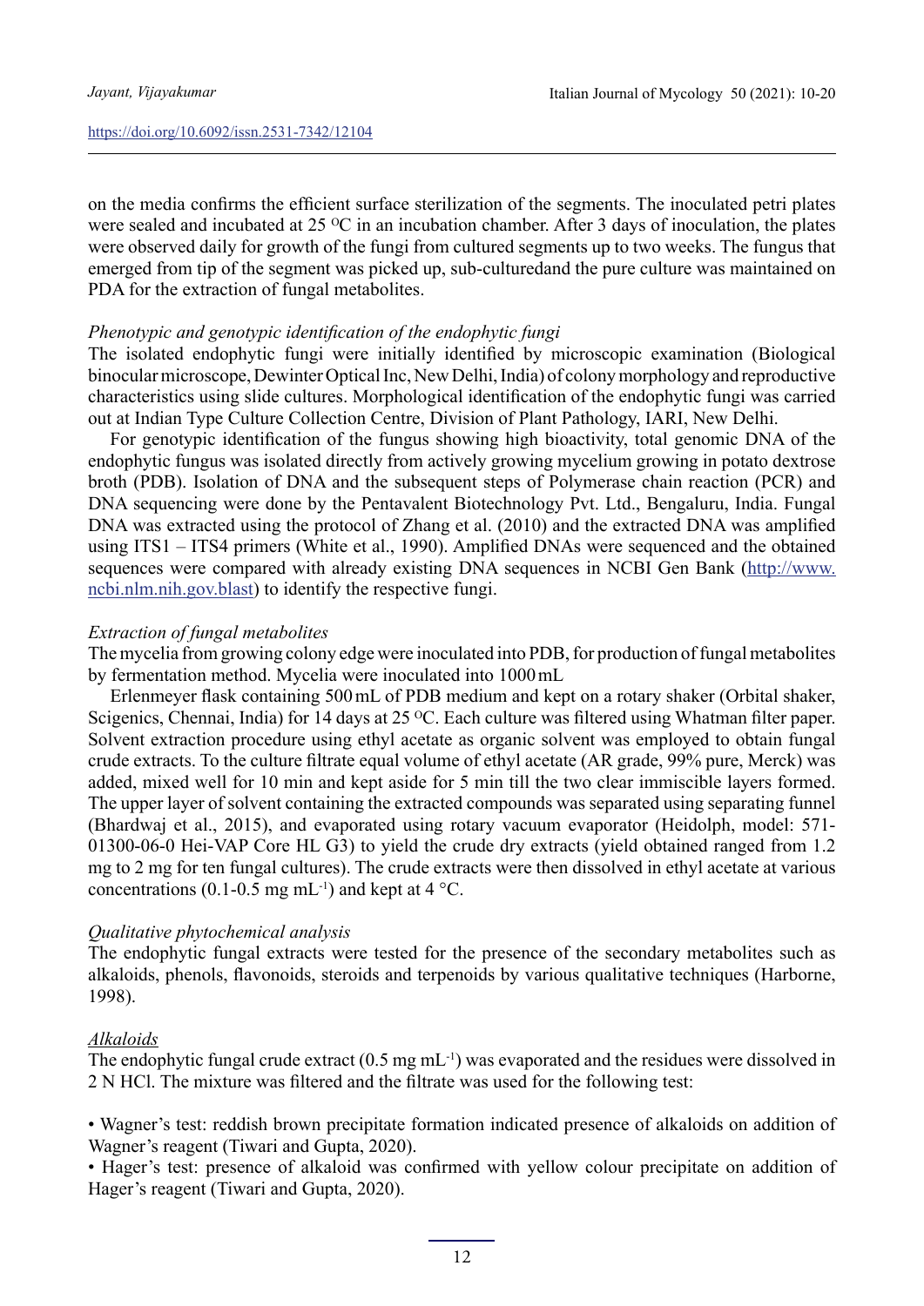on the media confirms the efficient surface sterilization of the segments. The inoculated petri plates were sealed and incubated at 25 $^{O}$C in an incubation chamber. After 3 days of inoculation, the plates were observed daily for growth of the fungi from cultured segments up to two weeks. The fungus that emerged from tip of the segment was picked up, sub-culturedand the pure culture was maintained on PDA for the extraction of fungal metabolites.

*Phenotypic and genotypic identification of the endophytic fungi*

The isolated endophytic fungi were initially identified by microscopic examination (Biological binocular microscope, Dewinter Optical Inc, New Delhi, India) of colony morphology and reproductive characteristics using slide cultures. Morphological identification of the endophytic fungi was carried out at Indian Type Culture Collection Centre, Division of Plant Pathology, IARI, New Delhi.

For genotypic identification of the fungus showing high bioactivity, total genomic DNA of the endophytic fungus was isolated directly from actively growing mycelium growing in potato dextrose broth (PDB). Isolation of DNA and the subsequent steps of Polymerase chain reaction (PCR) and DNA sequencing were done by the Pentavalent Biotechnology Pvt. Ltd., Bengaluru, India. Fungal DNA was extracted using the protocol of Zhang et al. (2010) and the extracted DNA was amplified using ITS1 – ITS4 primers (White et al., 1990). Amplified DNAs were sequenced and the obtained sequences were compared with already existing DNA sequences in NCBI Gen Bank (http://www.ncbi.nlm.nih.gov.blast) to identify the respective fungi.

*Extraction of fungal metabolites*

The mycelia from growing colony edge were inoculated into PDB, for production of fungal metabolites by fermentation method. Mycelia were inoculated into 1000 mL

Erlenmeyer flask containing 500 mL of PDB medium and kept on a rotary shaker (Orbital shaker, Scigenics, Chennai, India) for 14 days at 25 $^{O}$C. Each culture was filtered using Whatman filter paper. Solvent extraction procedure using ethyl acetate as organic solvent was employed to obtain fungal crude extracts. To the culture filtrate equal volume of ethyl acetate (AR grade, 99% pure, Merck) was added, mixed well for 10 min and kept aside for 5 min till the two clear immiscible layers formed. The upper layer of solvent containing the extracted compounds was separated using separating funnel (Bhardwaj et al., 2015), and evaporated using rotary vacuum evaporator (Heidolph, model: 571-01300-06-0 Hei-VAP Core HL G3) to yield the crude dry extracts (yield obtained ranged from 1.2 mg to 2 mg for ten fungal cultures). The crude extracts were then dissolved in ethyl acetate at various concentrations (0.1-0.5 mg mL$^{-1}$) and kept at 4 °C.

*Qualitative phytochemical analysis*

The endophytic fungal extracts were tested for the presence of the secondary metabolites such as alkaloids, phenols, flavonoids, steroids and terpenoids by various qualitative techniques (Harborne, 1998).

*Alkaloids*

The endophytic fungal crude extract (0.5 mg mL$^{-1}$) was evaporated and the residues were dissolved in 2 N HCl. The mixture was filtered and the filtrate was used for the following test:

- Wagner's test: reddish brown precipitate formation indicated presence of alkaloids on addition of Wagner's reagent (Tiwari and Gupta, 2020).
- Hager's test: presence of alkaloid was confirmed with yellow colour precipitate on addition of Hager's reagent (Tiwari and Gupta, 2020).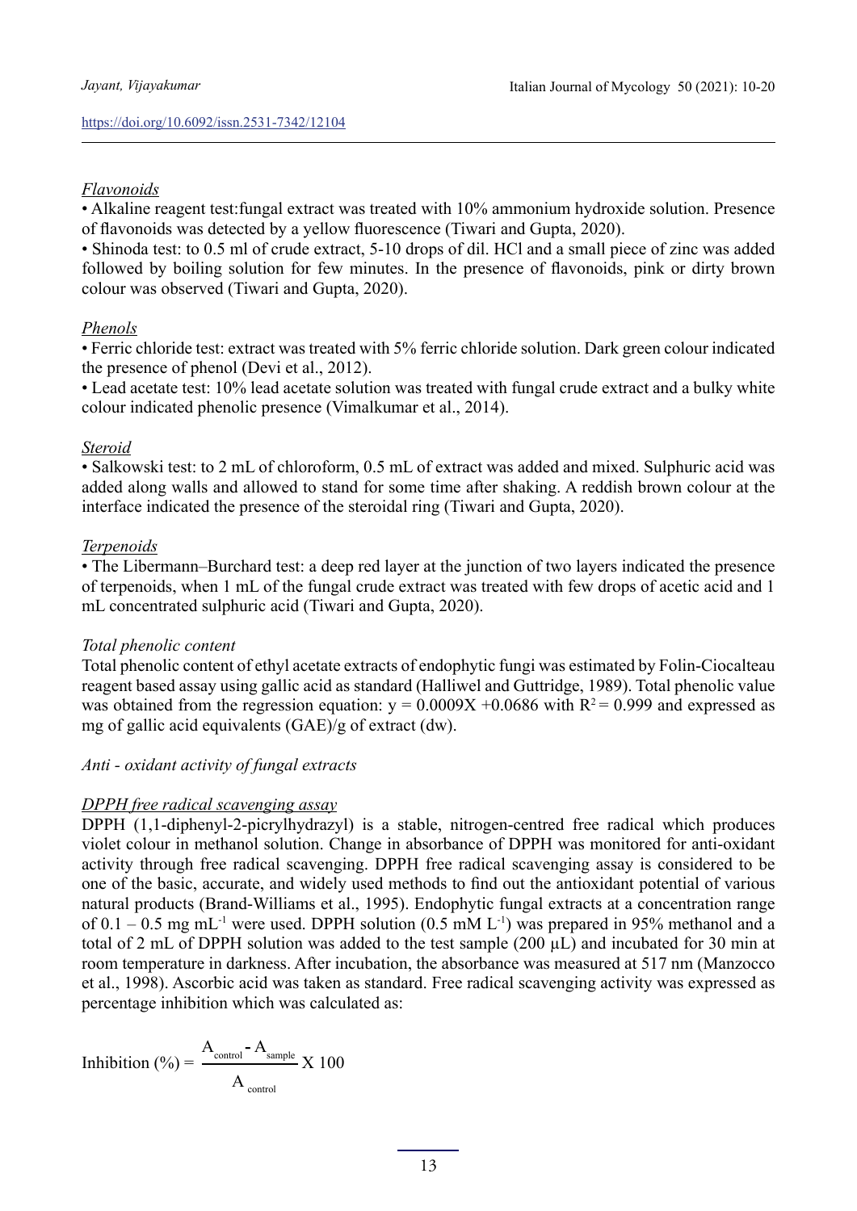*Flavonoids*

• Alkaline reagent test:fungal extract was treated with 10% ammonium hydroxide solution. Presence of flavonoids was detected by a yellow fluorescence (Tiwari and Gupta, 2020).

• Shinoda test: to 0.5 ml of crude extract, 5-10 drops of dil. HCl and a small piece of zinc was added followed by boiling solution for few minutes. In the presence of flavonoids, pink or dirty brown colour was observed (Tiwari and Gupta, 2020).

*Phenols*

• Ferric chloride test: extract was treated with 5% ferric chloride solution. Dark green colour indicated the presence of phenol (Devi et al., 2012).

• Lead acetate test: 10% lead acetate solution was treated with fungal crude extract and a bulky white colour indicated phenolic presence (Vimalkumar et al., 2014).

*Steroid*

• Salkowski test: to 2 mL of chloroform, 0.5 mL of extract was added and mixed. Sulphuric acid was added along walls and allowed to stand for some time after shaking. A reddish brown colour at the interface indicated the presence of the steroidal ring (Tiwari and Gupta, 2020).

*Terpenoids*

• The Libermann–Burchard test: a deep red layer at the junction of two layers indicated the presence of terpenoids, when 1 mL of the fungal crude extract was treated with few drops of acetic acid and 1 mL concentrated sulphuric acid (Tiwari and Gupta, 2020).

*Total phenolic content*

Total phenolic content of ethyl acetate extracts of endophytic fungi was estimated by Folin-Ciocalteau reagent based assay using gallic acid as standard (Halliwel and Guttridge, 1989). Total phenolic value was obtained from the regression equation: $y = 0.0009X + 0.0686$ with $R^2 = 0.999$ and expressed as mg of gallic acid equivalents (GAE)/g of extract (dw).

*Anti - oxidant activity of fungal extracts*

*DPPH free radical scavenging assay*

DPPH (1,1-diphenyl-2-picrylhydrazyl) is a stable, nitrogen-centred free radical which produces violet colour in methanol solution. Change in absorbance of DPPH was monitored for anti-oxidant activity through free radical scavenging. DPPH free radical scavenging assay is considered to be one of the basic, accurate, and widely used methods to find out the antioxidant potential of various natural products (Brand-Williams et al., 1995). Endophytic fungal extracts at a concentration range of 0.1 – 0.5 mg $mL^{-1}$ were used. DPPH solution (0.5 mM $L^{-1}$) was prepared in 95% methanol and a total of 2 mL of DPPH solution was added to the test sample (200 µL) and incubated for 30 min at room temperature in darkness. After incubation, the absorbance was measured at 517 nm (Manzocco et al., 1998). Ascorbic acid was taken as standard. Free radical scavenging activity was expressed as percentage inhibition which was calculated as:

$$\text{Inhibition (\%)} = \frac{A_{control} - A_{sample}}{A_{control}} \times 100$$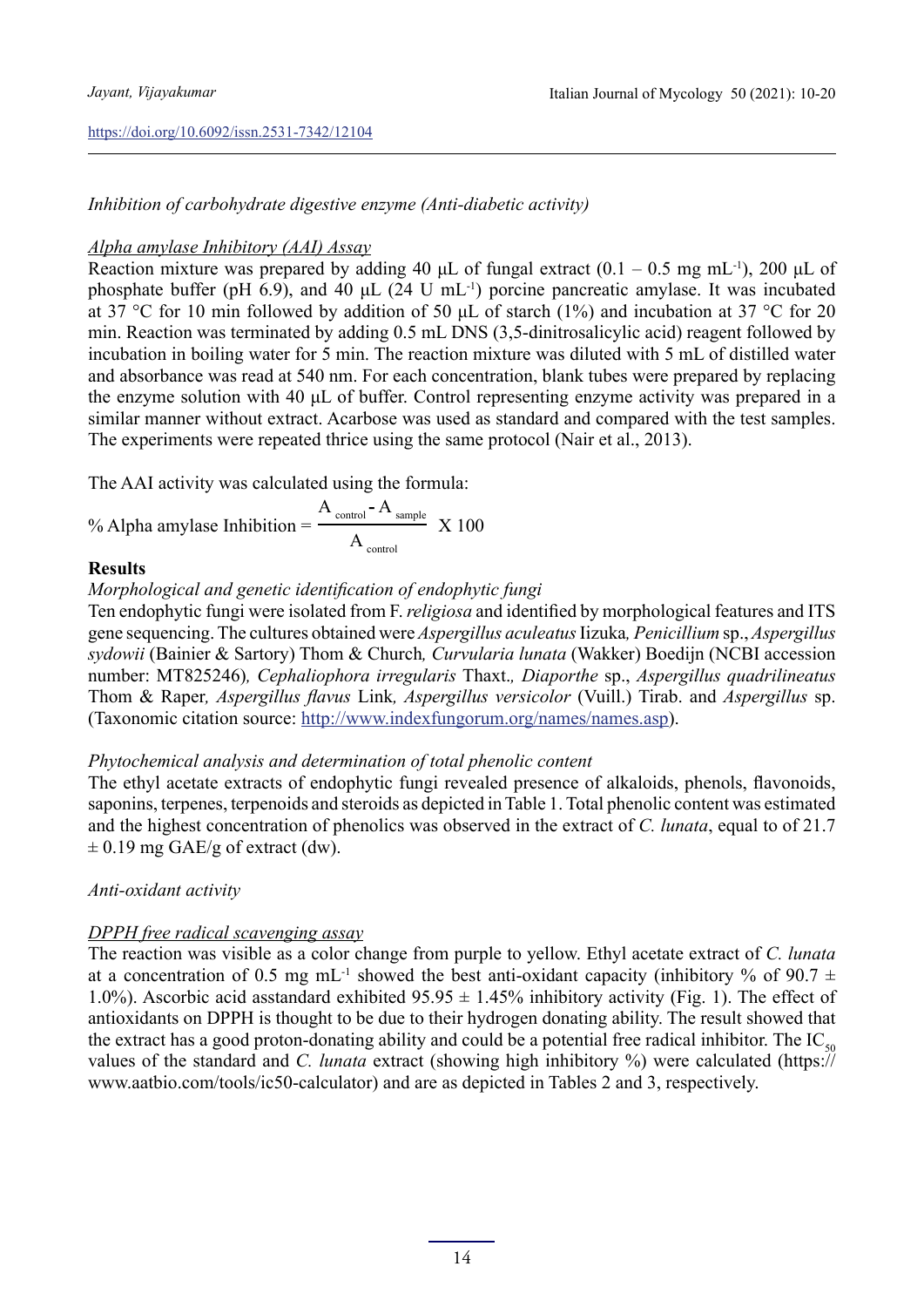*Inhibition of carbohydrate digestive enzyme (Anti-diabetic activity)*

*Alpha amylase Inhibitory (AAI) Assay*

Reaction mixture was prepared by adding 40 µL of fungal extract (0.1 – 0.5 mg $mL^{-1}$), 200 µL of phosphate buffer (pH 6.9), and 40 µL (24 U $mL^{-1}$) porcine pancreatic amylase. It was incubated at 37 °C for 10 min followed by addition of 50 µL of starch (1%) and incubation at 37 °C for 20 min. Reaction was terminated by adding 0.5 mL DNS (3,5-dinitrosalicylic acid) reagent followed by incubation in boiling water for 5 min. The reaction mixture was diluted with 5 mL of distilled water and absorbance was read at 540 nm. For each concentration, blank tubes were prepared by replacing the enzyme solution with 40 µL of buffer. Control representing enzyme activity was prepared in a similar manner without extract. Acarbose was used as standard and compared with the test samples. The experiments were repeated thrice using the same protocol (Nair et al., 2013).

The AAI activity was calculated using the formula:

$$\text{\% Alpha amylase Inhibition} = \frac{A_{control} - A_{sample}}{A_{control}} \times 100$$

## Results

*Morphological and genetic identification of endophytic fungi*

Ten endophytic fungi were isolated from F. *religiosa* and identified by morphological features and ITS gene sequencing. The cultures obtained were *Aspergillus aculeatus* Iizuka*, Penicillium* sp., *Aspergillus sydowii* (Bainier & Sartory) Thom & Church*, Curvularia lunata* (Wakker) Boedijn (NCBI accession number: MT825246)*, Cephaliophora irregularis* Thaxt.*, Diaporthe* sp., *Aspergillus quadrilineatus* Thom & Raper*, Aspergillus flavus* Link*, Aspergillus versicolor* (Vuill.) Tirab. and *Aspergillus* sp. (Taxonomic citation source: http://www.indexfungorum.org/names/names.asp).

*Phytochemical analysis and determination of total phenolic content*

The ethyl acetate extracts of endophytic fungi revealed presence of alkaloids, phenols, flavonoids, saponins, terpenes, terpenoids and steroids as depicted in Table 1. Total phenolic content was estimated and the highest concentration of phenolics was observed in the extract of *C. lunata*, equal to of 21.7 ± 0.19 mg GAE/g of extract (dw).

*Anti-oxidant activity*

*DPPH free radical scavenging assay*

The reaction was visible as a color change from purple to yellow. Ethyl acetate extract of *C. lunata* at a concentration of 0.5 mg $mL^{-1}$ showed the best anti-oxidant capacity (inhibitory % of 90.7 ± 1.0%). Ascorbic acid asstandard exhibited 95.95 ± 1.45% inhibitory activity (Fig. 1). The effect of antioxidants on DPPH is thought to be due to their hydrogen donating ability. The result showed that the extract has a good proton-donating ability and could be a potential free radical inhibitor. The $IC_{50}$ values of the standard and *C. lunata* extract (showing high inhibitory %) were calculated (https://www.aatbio.com/tools/ic50-calculator) and are as depicted in Tables 2 and 3, respectively.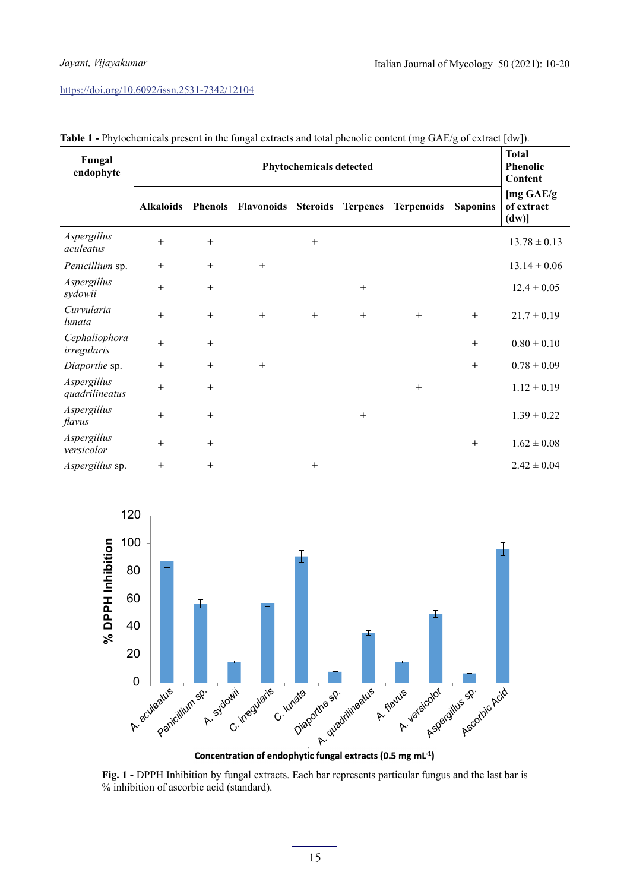**Table 1 -** Phytochemicals present in the fungal extracts and total phenolic content (mg GAE/g of extract [dw]).

| Fungal endophyte | Phytochemicals detected | | | | | | | Total Phenolic Content |
|---|---|---|---|---|---|---|---|---|
| | Alkaloids | Phenols | Flavonoids | Steroids | Terpenes | Terpenoids | Saponins | [mg GAE/g of extract (dw)] |
| *Aspergillus aculeatus* | + | + | | + | | | | 13.78 ± 0.13 |
| *Penicillium* sp. | + | + | + | | | | | 13.14 ± 0.06 |
| *Aspergillus sydowii* | + | + | | | + | | | 12.4 ± 0.05 |
| *Curvularia lunata* | + | + | + | + | + | + | + | 21.7 ± 0.19 |
| *Cephaliophora irregularis* | + | + | | | | | + | 0.80 ± 0.10 |
| *Diaporthe* sp. | + | + | + | | | | + | 0.78 ± 0.09 |
| *Aspergillus quadrilineatus* | + | + | | | | + | | 1.12 ± 0.19 |
| *Aspergillus flavus* | + | + | | | + | | | 1.39 ± 0.22 |
| *Aspergillus versicolor* | + | + | | | | | + | 1.62 ± 0.08 |
| *Aspergillus* sp. | + | + | | + | | | | 2.42 ± 0.04 |

**Fig. 1 -** DPPH Inhibition by fungal extracts. Each bar represents particular fungus and the last bar is % inhibition of ascorbic acid (standard).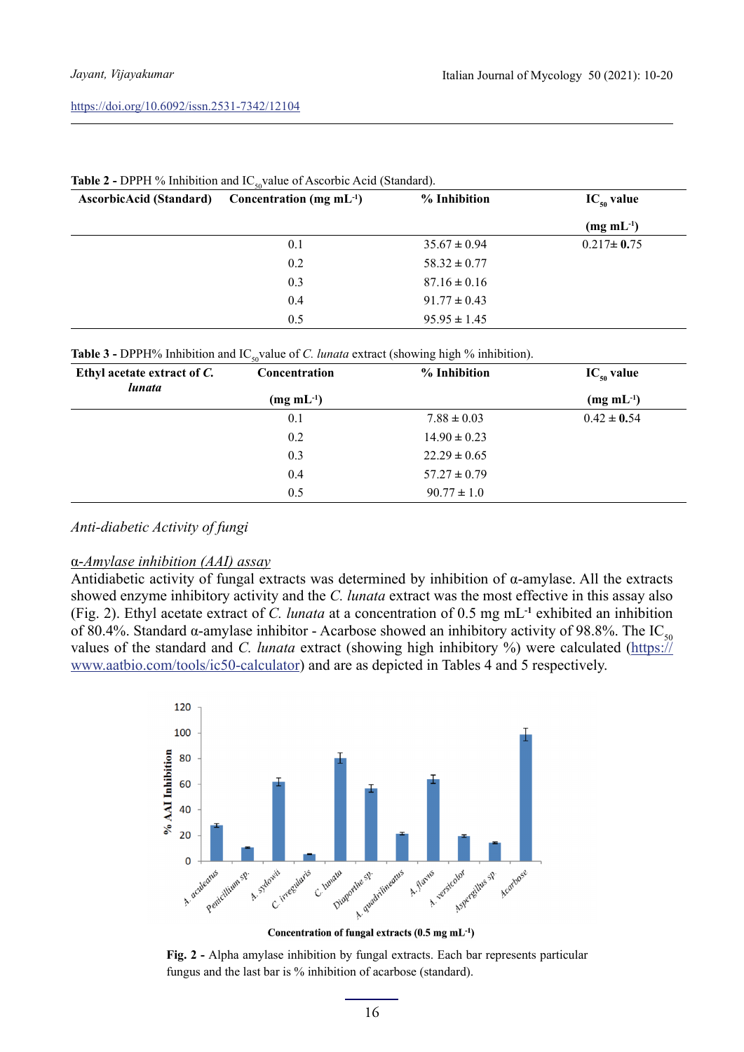**Table 2 -** DPPH % Inhibition and $IC_{50}$ value of Ascorbic Acid (Standard).

| AscorbicAcid (Standard) | Concentration (mg $mL^{-1}$) | % Inhibition | $IC_{50}$ value (mg $mL^{-1}$) |
|---|---|---|---|
| | 0.1 | 35.67 ± 0.94 | 0.217± **0.**75 |
| | 0.2 | 58.32 ± 0.77 | |
| | 0.3 | 87.16 ± 0.16 | |
| | 0.4 | 91.77 ± 0.43 | |
| | 0.5 | 95.95 ± 1.45 | |

**Table 3 -** DPPH% Inhibition and $IC_{50}$ value of *C. lunata* extract (showing high % inhibition).

| Ethyl acetate extract of *C. lunata* | Concentration (mg $mL^{-1}$) | % Inhibition | $IC_{50}$ value (mg $mL^{-1}$) |
|---|---|---|---|
| | 0.1 | 7.88 ± 0.03 | 0.42 ± **0.**54 |
| | 0.2 | 14.90 ± 0.23 | |
| | 0.3 | 22.29 ± 0.65 | |
| | 0.4 | 57.27 ± 0.79 | |
| | 0.5 | 90.77 ± 1.0 | |

*Anti-diabetic Activity of fungi*

*α-Amylase inhibition (AAI) assay*

Antidiabetic activity of fungal extracts was determined by inhibition of α-amylase. All the extracts showed enzyme inhibitory activity and the *C. lunata* extract was the most effective in this assay also (Fig. 2). Ethyl acetate extract of *C. lunata* at a concentration of 0.5 mg $mL^{-1}$ exhibited an inhibition of 80.4%. Standard α-amylase inhibitor - Acarbose showed an inhibitory activity of 98.8%. The $IC_{50}$ values of the standard and *C. lunata* extract (showing high inhibitory %) were calculated (https://www.aatbio.com/tools/ic50-calculator) and are as depicted in Tables 4 and 5 respectively.

**Fig. 2 -** Alpha amylase inhibition by fungal extracts. Each bar represents particular fungus and the last bar is % inhibition of acarbose (standard).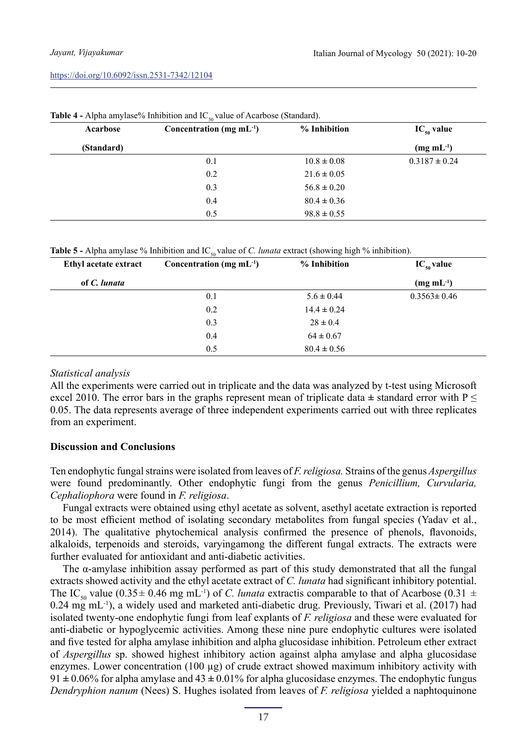**Table 4 -** Alpha amylase% Inhibition and $IC_{50}$ value of Acarbose (Standard).

| Acarbose (Standard) | Concentration (mg $mL^{-1}$) | % Inhibition | $IC_{50}$ value (mg $mL^{-1}$) |
|---|---|---|---|
| | 0.1 | 10.8 ± 0.08 | 0.3187 ± 0.24 |
| | 0.2 | 21.6 ± 0.05 | |
| | 0.3 | 56.8 ± 0.20 | |
| | 0.4 | 80.4 ± 0.36 | |
| | 0.5 | 98.8 ± 0.55 | |

**Table 5 -** Alpha amylase % Inhibition and $IC_{50}$ value of *C. lunata* extract (showing high % inhibition).

| Ethyl acetate extract of *C. lunata* | Concentration (mg $mL^{-1}$) | % Inhibition | $IC_{50}$ value (mg $mL^{-1}$) |
|---|---|---|---|
| | 0.1 | 5.6 ± 0.44 | 0.3563± 0.46 |
| | 0.2 | 14.4 ± 0.24 | |
| | 0.3 | 28 ± 0.4 | |
| | 0.4 | 64 ± 0.67 | |
| | 0.5 | 80.4 ± 0.56 | |

*Statistical analysis*

All the experiments were carried out in triplicate and the data was analyzed by t-test using Microsoft excel 2010. The error bars in the graphs represent mean of triplicate data **±** standard error with $P \leq 0.05$. The data represents average of three independent experiments carried out with three replicates from an experiment.

## Discussion and Conclusions

Ten endophytic fungal strains were isolated from leaves of *F. religiosa.* Strains of the genus *Aspergillus* were found predominantly. Other endophytic fungi from the genus *Penicillium, Curvularia, Cephaliophora* were found in *F. religiosa*.

Fungal extracts were obtained using ethyl acetate as solvent, asethyl acetate extraction is reported to be most efficient method of isolating secondary metabolites from fungal species (Yadav et al., 2014). The qualitative phytochemical analysis confirmed the presence of phenols, flavonoids, alkaloids, terpenoids and steroids, varyingamong the different fungal extracts. The extracts were further evaluated for antioxidant and anti-diabetic activities.

The α-amylase inhibition assay performed as part of this study demonstrated that all the fungal extracts showed activity and the ethyl acetate extract of *C. lunata* had significant inhibitory potential. The $IC_{50}$ value (0.35± 0.46 mg $mL^{-1}$) of *C. lunata* extractis comparable to that of Acarbose (0.31 ± 0.24 mg $mL^{-1}$), a widely used and marketed anti-diabetic drug. Previously, Tiwari et al. (2017) had isolated twenty-one endophytic fungi from leaf explants of *F. religiosa* and these were evaluated for anti-diabetic or hypoglycemic activities. Among these nine pure endophytic cultures were isolated and five tested for alpha amylase inhibition and alpha glucosidase inhibition. Petroleum ether extract of *Aspergillus* sp. showed highest inhibitory action against alpha amylase and alpha glucosidase enzymes. Lower concentration (100 µg) of crude extract showed maximum inhibitory activity with 91 **±** 0.06% for alpha amylase and 43 **±** 0.01% for alpha glucosidase enzymes. The endophytic fungus *Dendryphion nanum* (Nees) S. Hughes isolated from leaves of *F. religiosa* yielded a naphtoquinone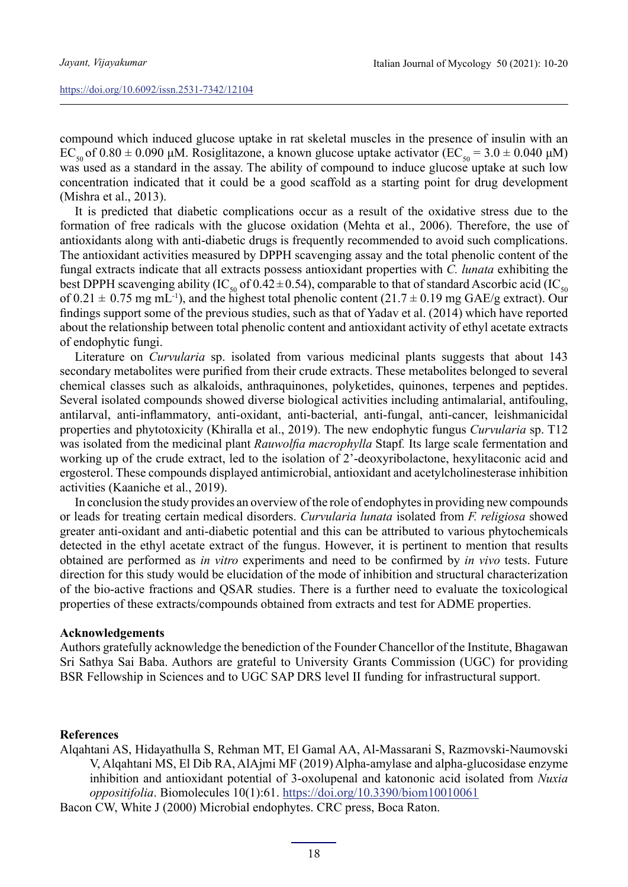compound which induced glucose uptake in rat skeletal muscles in the presence of insulin with an $EC_{50}$ of 0.80 ± 0.090 µM. Rosiglitazone, a known glucose uptake activator ($EC_{50}$ = 3.0 ± 0.040 µM) was used as a standard in the assay. The ability of compound to induce glucose uptake at such low concentration indicated that it could be a good scaffold as a starting point for drug development (Mishra et al., 2013).

It is predicted that diabetic complications occur as a result of the oxidative stress due to the formation of free radicals with the glucose oxidation (Mehta et al., 2006). Therefore, the use of antioxidants along with anti-diabetic drugs is frequently recommended to avoid such complications. The antioxidant activities measured by DPPH scavenging assay and the total phenolic content of the fungal extracts indicate that all extracts possess antioxidant properties with *C. lunata* exhibiting the best DPPH scavenging ability ($IC_{50}$ of 0.42 ± 0.54), comparable to that of standard Ascorbic acid ($IC_{50}$ of 0.21 ± 0.75 mg $mL^{-1}$), and the highest total phenolic content (21.7 ± 0.19 mg GAE/g extract). Our findings support some of the previous studies, such as that of Yadav et al. (2014) which have reported about the relationship between total phenolic content and antioxidant activity of ethyl acetate extracts of endophytic fungi.

Literature on *Curvularia* sp. isolated from various medicinal plants suggests that about 143 secondary metabolites were purified from their crude extracts. These metabolites belonged to several chemical classes such as alkaloids, anthraquinones, polyketides, quinones, terpenes and peptides. Several isolated compounds showed diverse biological activities including antimalarial, antifouling, antilarval, anti-inflammatory, anti-oxidant, anti-bacterial, anti-fungal, anti-cancer, leishmanicidal properties and phytotoxicity (Khiralla et al., 2019). The new endophytic fungus *Curvularia* sp. T12 was isolated from the medicinal plant *Rauwolfia macrophylla* Stapf. Its large scale fermentation and working up of the crude extract, led to the isolation of 2'-deoxyribolactone, hexylitaconic acid and ergosterol. These compounds displayed antimicrobial, antioxidant and acetylcholinesterase inhibition activities (Kaaniche et al., 2019).

In conclusion the study provides an overview of the role of endophytes in providing new compounds or leads for treating certain medical disorders. *Curvularia lunata* isolated from *F. religiosa* showed greater anti-oxidant and anti-diabetic potential and this can be attributed to various phytochemicals detected in the ethyl acetate extract of the fungus. However, it is pertinent to mention that results obtained are performed as *in vitro* experiments and need to be confirmed by *in vivo* tests. Future direction for this study would be elucidation of the mode of inhibition and structural characterization of the bio-active fractions and QSAR studies. There is a further need to evaluate the toxicological properties of these extracts/compounds obtained from extracts and test for ADME properties.

**Acknowledgements**

Authors gratefully acknowledge the benediction of the Founder Chancellor of the Institute, Bhagawan Sri Sathya Sai Baba. Authors are grateful to University Grants Commission (UGC) for providing BSR Fellowship in Sciences and to UGC SAP DRS level II funding for infrastructural support.

**References**

Alqahtani AS, Hidayathulla S, Rehman MT, El Gamal AA, Al-Massarani S, Razmovski-Naumovski V, Alqahtani MS, El Dib RA, AlAjmi MF (2019) Alpha-amylase and alpha-glucosidase enzyme inhibition and antioxidant potential of 3-oxolupenal and katononic acid isolated from *Nuxia oppositifolia*. Biomolecules 10(1):61. https://doi.org/10.3390/biom10010061

Bacon CW, White J (2000) Microbial endophytes. CRC press, Boca Raton.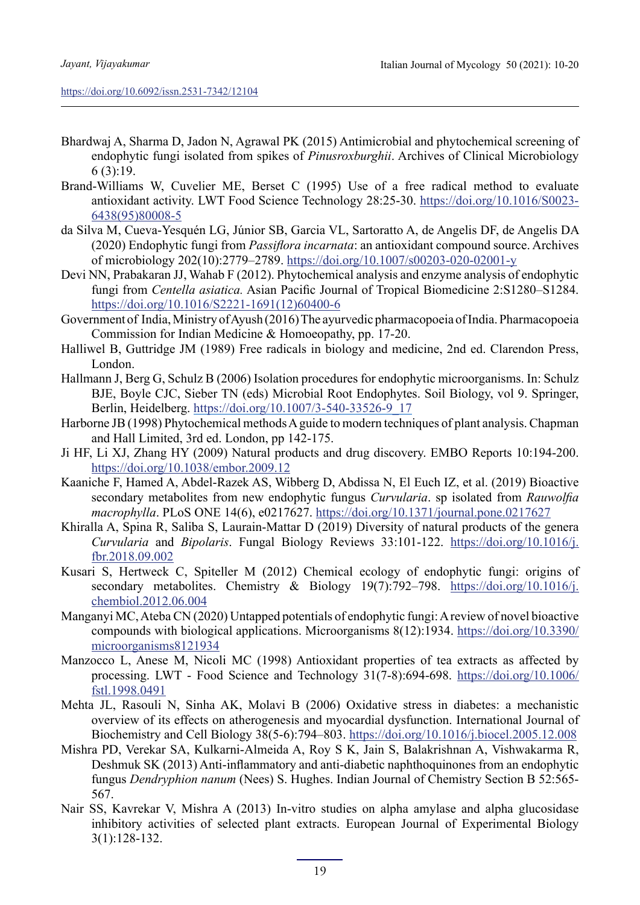Bhardwaj A, Sharma D, Jadon N, Agrawal PK (2015) Antimicrobial and phytochemical screening of endophytic fungi isolated from spikes of *Pinusroxburghii*. Archives of Clinical Microbiology 6 (3):19.

Brand-Williams W, Cuvelier ME, Berset C (1995) Use of a free radical method to evaluate antioxidant activity. LWT Food Science Technology 28:25-30. https://doi.org/10.1016/S0023-6438(95)80008-5

da Silva M, Cueva-Yesquén LG, Júnior SB, Garcia VL, Sartoratto A, de Angelis DF, de Angelis DA (2020) Endophytic fungi from *Passiflora incarnata*: an antioxidant compound source. Archives of microbiology 202(10):2779–2789. https://doi.org/10.1007/s00203-020-02001-y

Devi NN, Prabakaran JJ, Wahab F (2012). Phytochemical analysis and enzyme analysis of endophytic fungi from *Centella asiatica.* Asian Pacific Journal of Tropical Biomedicine 2:S1280–S1284. https://doi.org/10.1016/S2221-1691(12)60400-6

Government of India, Ministry of Ayush (2016) The ayurvedic pharmacopoeia of India. Pharmacopoeia Commission for Indian Medicine & Homoeopathy, pp. 17-20.

Halliwel B, Guttridge JM (1989) Free radicals in biology and medicine, 2nd ed. Clarendon Press, London.

Hallmann J, Berg G, Schulz B (2006) Isolation procedures for endophytic microorganisms. In: Schulz BJE, Boyle CJC, Sieber TN (eds) Microbial Root Endophytes. Soil Biology, vol 9. Springer, Berlin, Heidelberg. https://doi.org/10.1007/3-540-33526-9_17

Harborne JB (1998) Phytochemical methods A guide to modern techniques of plant analysis. Chapman and Hall Limited, 3rd ed. London, pp 142-175.

Ji HF, Li XJ, Zhang HY (2009) Natural products and drug discovery. EMBO Reports 10:194-200. https://doi.org/10.1038/embor.2009.12

Kaaniche F, Hamed A, Abdel-Razek AS, Wibberg D, Abdissa N, El Euch IZ, et al. (2019) Bioactive secondary metabolites from new endophytic fungus *Curvularia*. sp isolated from *Rauwolfia macrophylla*. PLoS ONE 14(6), e0217627. https://doi.org/10.1371/journal.pone.0217627

Khiralla A, Spina R, Saliba S, Laurain-Mattar D (2019) Diversity of natural products of the genera *Curvularia* and *Bipolaris*. Fungal Biology Reviews 33:101-122. https://doi.org/10.1016/j.fbr.2018.09.002

Kusari S, Hertweck C, Spiteller M (2012) Chemical ecology of endophytic fungi: origins of secondary metabolites. Chemistry & Biology 19(7):792–798. https://doi.org/10.1016/j.chembiol.2012.06.004

Manganyi MC, Ateba CN (2020) Untapped potentials of endophytic fungi: A review of novel bioactive compounds with biological applications. Microorganisms 8(12):1934. https://doi.org/10.3390/microorganisms8121934

Manzocco L, Anese M, Nicoli MC (1998) Antioxidant properties of tea extracts as affected by processing. LWT - Food Science and Technology 31(7-8):694-698. https://doi.org/10.1006/fstl.1998.0491

Mehta JL, Rasouli N, Sinha AK, Molavi B (2006) Oxidative stress in diabetes: a mechanistic overview of its effects on atherogenesis and myocardial dysfunction. International Journal of Biochemistry and Cell Biology 38(5-6):794–803. https://doi.org/10.1016/j.biocel.2005.12.008

Mishra PD, Verekar SA, Kulkarni-Almeida A, Roy S K, Jain S, Balakrishnan A, Vishwakarma R, Deshmuk SK (2013) Anti-inflammatory and anti-diabetic naphthoquinones from an endophytic fungus *Dendryphion nanum* (Nees) S. Hughes. Indian Journal of Chemistry Section B 52:565-567.

Nair SS, Kavrekar V, Mishra A (2013) In-vitro studies on alpha amylase and alpha glucosidase inhibitory activities of selected plant extracts. European Journal of Experimental Biology 3(1):128-132.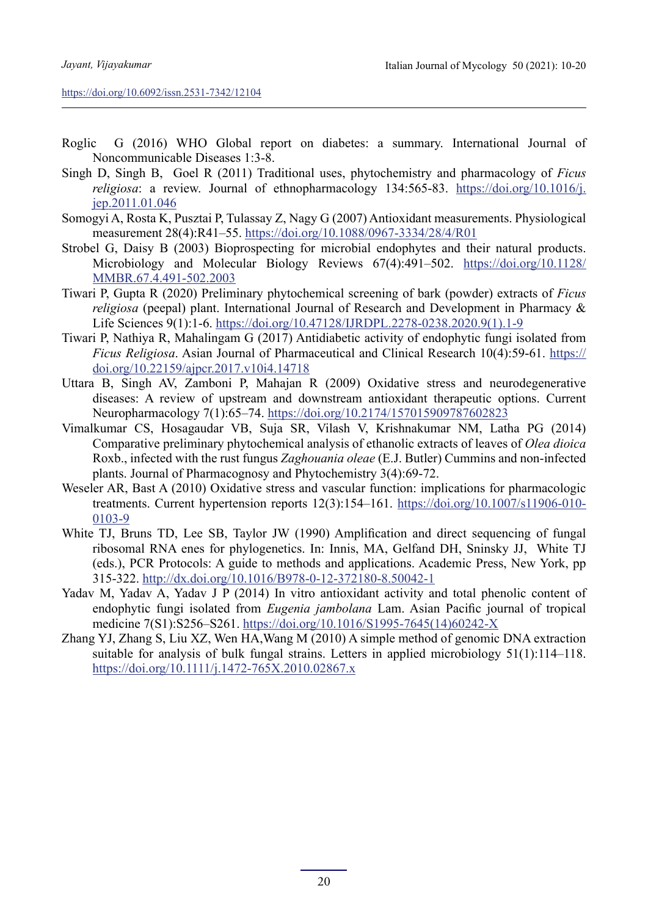Roglic G (2016) WHO Global report on diabetes: a summary. International Journal of Noncommunicable Diseases 1:3-8.

Singh D, Singh B, Goel R (2011) Traditional uses, phytochemistry and pharmacology of *Ficus religiosa*: a review. Journal of ethnopharmacology 134:565-83. https://doi.org/10.1016/j.jep.2011.01.046

Somogyi A, Rosta K, Pusztai P, Tulassay Z, Nagy G (2007) Antioxidant measurements. Physiological measurement 28(4):R41–55. https://doi.org/10.1088/0967-3334/28/4/R01

Strobel G, Daisy B (2003) Bioprospecting for microbial endophytes and their natural products. Microbiology and Molecular Biology Reviews 67(4):491–502. https://doi.org/10.1128/MMBR.67.4.491-502.2003

Tiwari P, Gupta R (2020) Preliminary phytochemical screening of bark (powder) extracts of *Ficus religiosa* (peepal) plant. International Journal of Research and Development in Pharmacy & Life Sciences 9(1):1-6. https://doi.org/10.47128/IJRDPL.2278-0238.2020.9(1).1-9

Tiwari P, Nathiya R, Mahalingam G (2017) Antidiabetic activity of endophytic fungi isolated from *Ficus Religiosa*. Asian Journal of Pharmaceutical and Clinical Research 10(4):59-61. https://doi.org/10.22159/ajpcr.2017.v10i4.14718

Uttara B, Singh AV, Zamboni P, Mahajan R (2009) Oxidative stress and neurodegenerative diseases: A review of upstream and downstream antioxidant therapeutic options. Current Neuropharmacology 7(1):65–74. https://doi.org/10.2174/157015909787602823

Vimalkumar CS, Hosagaudar VB, Suja SR, Vilash V, Krishnakumar NM, Latha PG (2014) Comparative preliminary phytochemical analysis of ethanolic extracts of leaves of *Olea dioica* Roxb., infected with the rust fungus *Zaghouania oleae* (E.J. Butler) Cummins and non-infected plants. Journal of Pharmacognosy and Phytochemistry 3(4):69-72.

Weseler AR, Bast A (2010) Oxidative stress and vascular function: implications for pharmacologic treatments. Current hypertension reports 12(3):154–161. https://doi.org/10.1007/s11906-010-0103-9

White TJ, Bruns TD, Lee SB, Taylor JW (1990) Amplification and direct sequencing of fungal ribosomal RNA enes for phylogenetics. In: Innis, MA, Gelfand DH, Sninsky JJ, White TJ (eds.), PCR Protocols: A guide to methods and applications. Academic Press, New York, pp 315-322. http://dx.doi.org/10.1016/B978-0-12-372180-8.50042-1

Yadav M, Yadav A, Yadav J P (2014) In vitro antioxidant activity and total phenolic content of endophytic fungi isolated from *Eugenia jambolana* Lam. Asian Pacific journal of tropical medicine 7(S1):S256–S261. https://doi.org/10.1016/S1995-7645(14)60242-X

Zhang YJ, Zhang S, Liu XZ, Wen HA,Wang M (2010) A simple method of genomic DNA extraction suitable for analysis of bulk fungal strains. Letters in applied microbiology 51(1):114–118. https://doi.org/10.1111/j.1472-765X.2010.02867.x